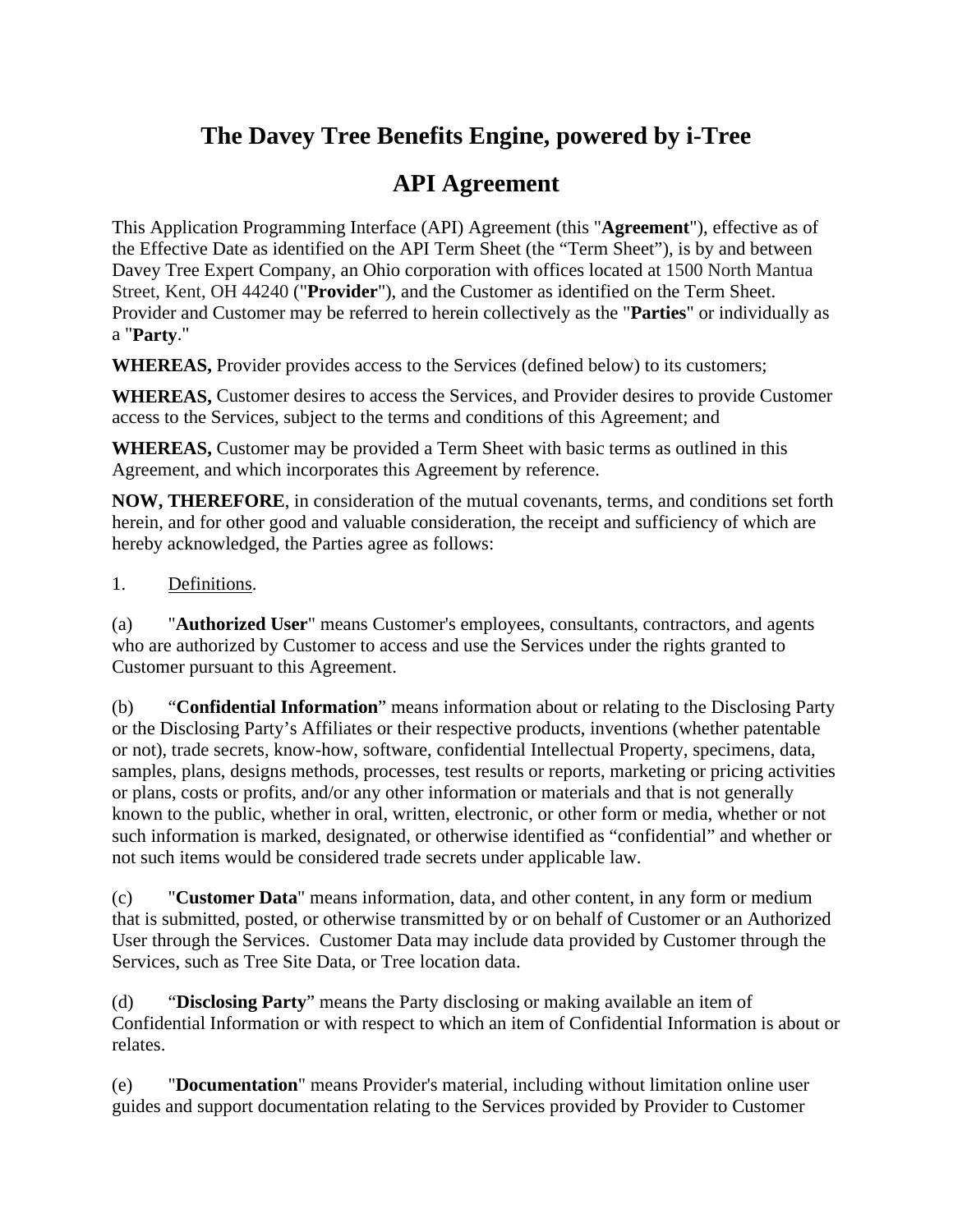# The Davey Tree Benefits Engine, powered by i-Tree

# API Agreement

This Application Programming Interface (API) Agreement (this "**Agreement**"), effective as of the Effective Date as identified on the API Term Sheet (the "Term Sheet"), is by and between Davey Tree Expert Company, an Ohio corporation with offices located at 1500 North Mantua Street, Kent, OH 44240 ("**Provider**"), and the Customer as identified on the Term Sheet. Provider and Customer may be referred to herein collectively as the "**Parties**" or individually as a "**Party**."

**WHEREAS,** Provider provides access to the Services (defined below) to its customers;

**WHEREAS,** Customer desires to access the Services, and Provider desires to provide Customer access to the Services, subject to the terms and conditions of this Agreement; and

**WHEREAS,** Customer may be provided a Term Sheet with basic terms as outlined in this Agreement, and which incorporates this Agreement by reference.

**NOW, THEREFORE**, in consideration of the mutual covenants, terms, and conditions set forth herein, and for other good and valuable consideration, the receipt and sufficiency of which are hereby acknowledged, the Parties agree as follows:

1. Definitions.

(a) "**Authorized User**" means Customer's employees, consultants, contractors, and agents who are authorized by Customer to access and use the Services under the rights granted to Customer pursuant to this Agreement.

(b) "**Confidential Information**" means information about or relating to the Disclosing Party or the Disclosing Party's Affiliates or their respective products, inventions (whether patentable or not), trade secrets, know-how, software, confidential Intellectual Property, specimens, data, samples, plans, designs methods, processes, test results or reports, marketing or pricing activities or plans, costs or profits, and/or any other information or materials and that is not generally known to the public, whether in oral, written, electronic, or other form or media, whether or not such information is marked, designated, or otherwise identified as "confidential" and whether or not such items would be considered trade secrets under applicable law.

(c) "**Customer Data**" means information, data, and other content, in any form or medium that is submitted, posted, or otherwise transmitted by or on behalf of Customer or an Authorized User through the Services. Customer Data may include data provided by Customer through the Services, such as Tree Site Data, or Tree location data.

(d) "**Disclosing Party**" means the Party disclosing or making available an item of Confidential Information or with respect to which an item of Confidential Information is about or relates.

(e) "**Documentation**" means Provider's material, including without limitation online user guides and support documentation relating to the Services provided by Provider to Customer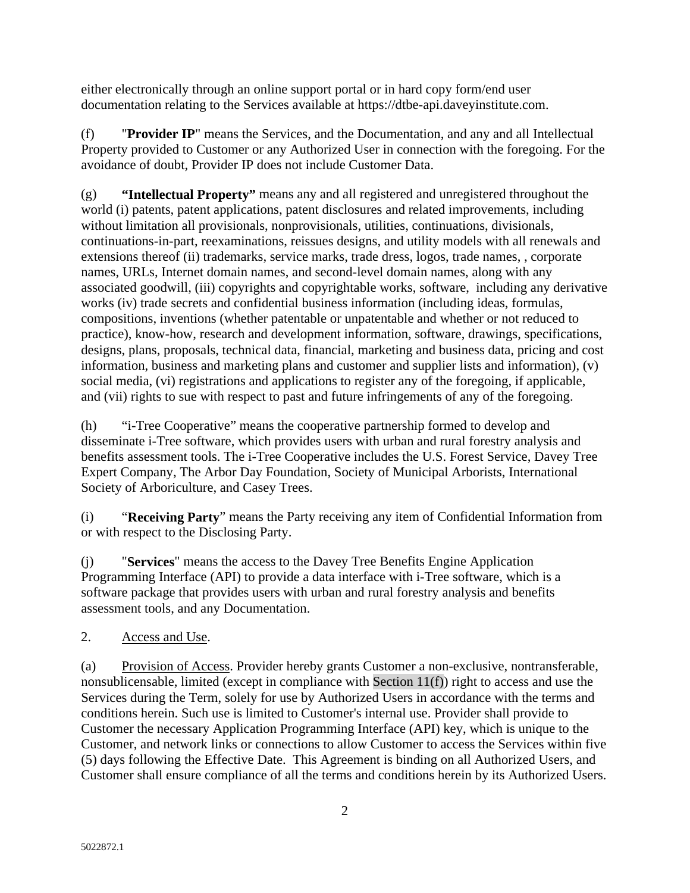either electronically through an online support portal or in hard copy form/end user documentation relating to the Services available at https://dtbe-api.daveyinstitute.com.

(f) "**Provider IP**" means the Services, and the Documentation, and any and all Intellectual Property provided to Customer or any Authorized User in connection with the foregoing. For the avoidance of doubt, Provider IP does not include Customer Data.

(g) **"Intellectual Property"** means any and all registered and unregistered throughout the world (i) patents, patent applications, patent disclosures and related improvements, including without limitation all provisionals, nonprovisionals, utilities, continuations, divisionals, continuations-in-part, reexaminations, reissues designs, and utility models with all renewals and extensions thereof (ii) trademarks, service marks, trade dress, logos, trade names, , corporate names, URLs, Internet domain names, and second-level domain names, along with any associated goodwill, (iii) copyrights and copyrightable works, software, including any derivative works (iv) trade secrets and confidential business information (including ideas, formulas, compositions, inventions (whether patentable or unpatentable and whether or not reduced to practice), know-how, research and development information, software, drawings, specifications, designs, plans, proposals, technical data, financial, marketing and business data, pricing and cost information, business and marketing plans and customer and supplier lists and information), (v) social media, (vi) registrations and applications to register any of the foregoing, if applicable, and (vii) rights to sue with respect to past and future infringements of any of the foregoing.

(h) "i-Tree Cooperative" means the cooperative partnership formed to develop and disseminate i-Tree software, which provides users with urban and rural forestry analysis and benefits assessment tools. The i-Tree Cooperative includes the U.S. Forest Service, Davey Tree Expert Company, The Arbor Day Foundation, Society of Municipal Arborists, International Society of Arboriculture, and Casey Trees.

(i) "**Receiving Party**" means the Party receiving any item of Confidential Information from or with respect to the Disclosing Party.

(j) "**Services**" means the access to the Davey Tree Benefits Engine Application Programming Interface (API) to provide a data interface with i-Tree software, which is a software package that provides users with urban and rural forestry analysis and benefits assessment tools, and any Documentation.

2. Access and Use.

(a) Provision of Access. Provider hereby grants Customer a non-exclusive, nontransferable, nonsublicensable, limited (except in compliance with Section 11(f)) right to access and use the Services during the Term, solely for use by Authorized Users in accordance with the terms and conditions herein. Such use is limited to Customer's internal use. Provider shall provide to Customer the necessary Application Programming Interface (API) key, which is unique to the Customer, and network links or connections to allow Customer to access the Services within five (5) days following the Effective Date. This Agreement is binding on all Authorized Users, and Customer shall ensure compliance of all the terms and conditions herein by its Authorized Users.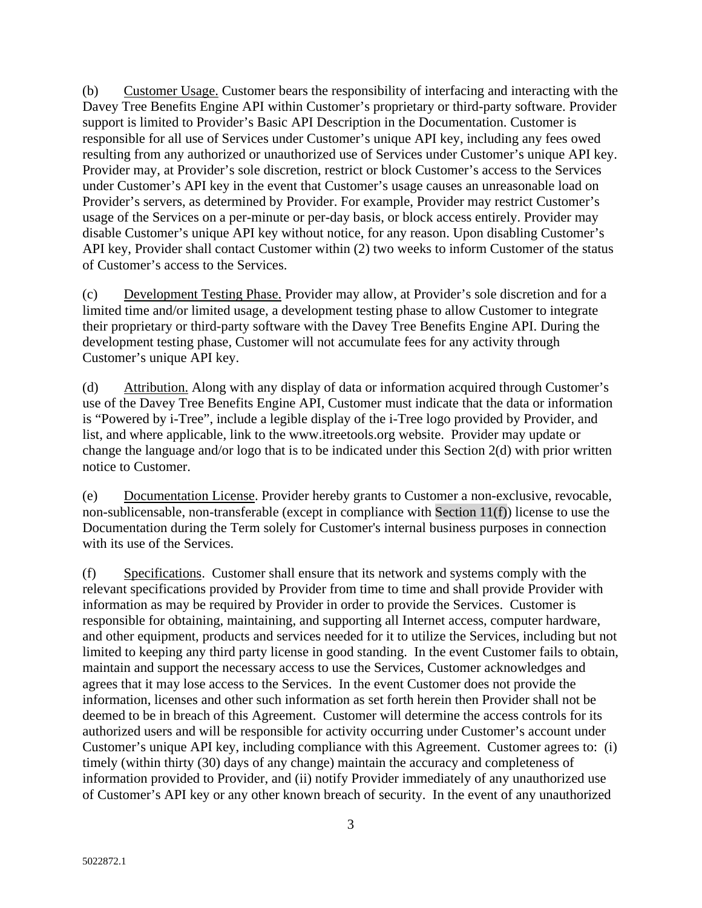(b) Customer Usage. Customer bears the responsibility of interfacing and interacting with the Davey Tree Benefits Engine API within Customer's proprietary or third-party software. Provider support is limited to Provider's Basic API Description in the Documentation. Customer is responsible for all use of Services under Customer's unique API key, including any fees owed resulting from any authorized or unauthorized use of Services under Customer's unique API key. Provider may, at Provider's sole discretion, restrict or block Customer's access to the Services under Customer's API key in the event that Customer's usage causes an unreasonable load on Provider's servers, as determined by Provider. For example, Provider may restrict Customer's usage of the Services on a per-minute or per-day basis, or block access entirely. Provider may disable Customer's unique API key without notice, for any reason. Upon disabling Customer's API key, Provider shall contact Customer within (2) two weeks to inform Customer of the status of Customer's access to the Services.

(c) Development Testing Phase. Provider may allow, at Provider's sole discretion and for a limited time and/or limited usage, a development testing phase to allow Customer to integrate their proprietary or third-party software with the Davey Tree Benefits Engine API. During the development testing phase, Customer will not accumulate fees for any activity through Customer's unique API key.

(d) Attribution. Along with any display of data or information acquired through Customer's use of the Davey Tree Benefits Engine API, Customer must indicate that the data or information is "Powered by i-Tree", include a legible display of the i-Tree logo provided by Provider, and list, and where applicable, link to the www.itreetools.org website. Provider may update or change the language and/or logo that is to be indicated under this Section 2(d) with prior written notice to Customer.

(e) Documentation License. Provider hereby grants to Customer a non-exclusive, revocable, non-sublicensable, non-transferable (except in compliance with Section 11(f)) license to use the Documentation during the Term solely for Customer's internal business purposes in connection with its use of the Services.

(f) Specifications. Customer shall ensure that its network and systems comply with the relevant specifications provided by Provider from time to time and shall provide Provider with information as may be required by Provider in order to provide the Services. Customer is responsible for obtaining, maintaining, and supporting all Internet access, computer hardware, and other equipment, products and services needed for it to utilize the Services, including but not limited to keeping any third party license in good standing. In the event Customer fails to obtain, maintain and support the necessary access to use the Services, Customer acknowledges and agrees that it may lose access to the Services. In the event Customer does not provide the information, licenses and other such information as set forth herein then Provider shall not be deemed to be in breach of this Agreement. Customer will determine the access controls for its authorized users and will be responsible for activity occurring under Customer's account under Customer's unique API key, including compliance with this Agreement. Customer agrees to: (i) timely (within thirty (30) days of any change) maintain the accuracy and completeness of information provided to Provider, and (ii) notify Provider immediately of any unauthorized use of Customer's API key or any other known breach of security. In the event of any unauthorized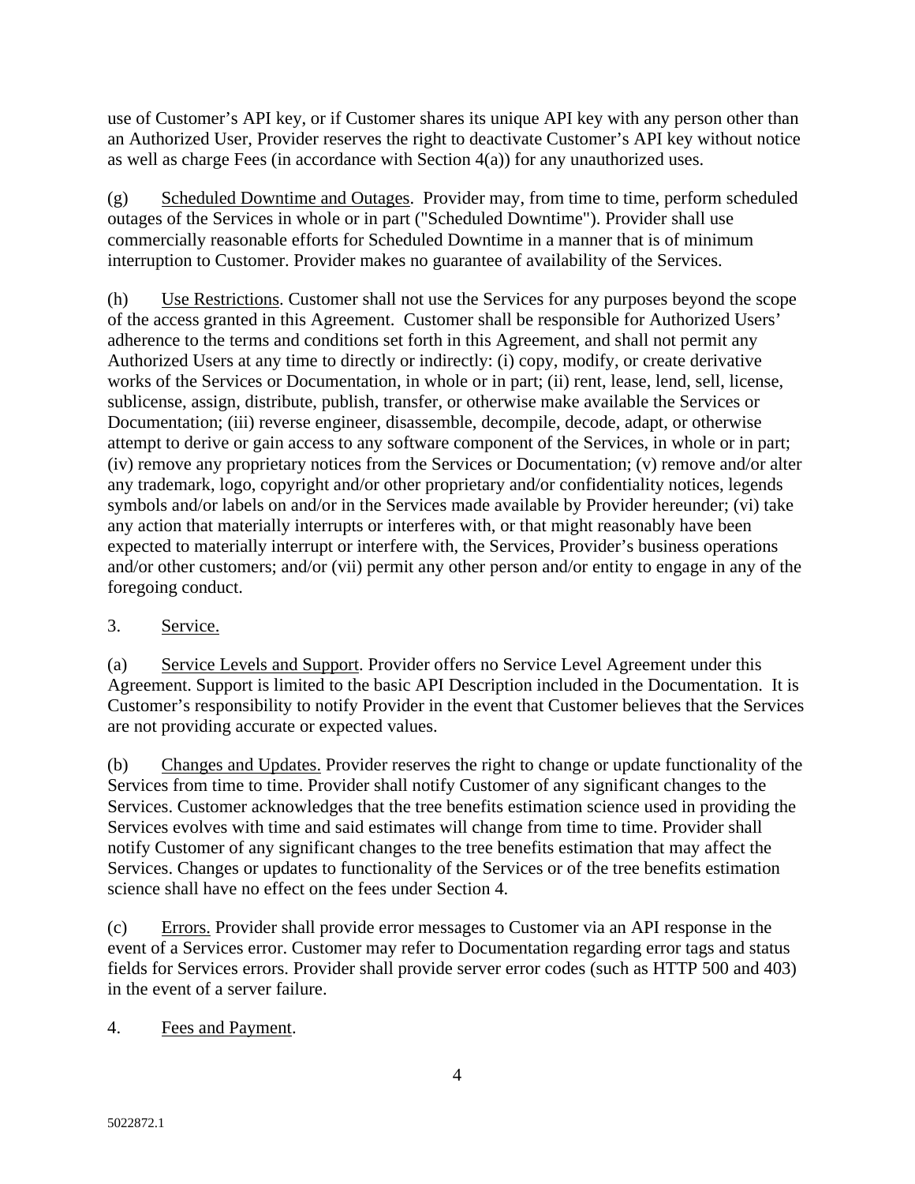use of Customer's API key, or if Customer shares its unique API key with any person other than an Authorized User, Provider reserves the right to deactivate Customer's API key without notice as well as charge Fees (in accordance with Section 4(a)) for any unauthorized uses.

(g) Scheduled Downtime and Outages. Provider may, from time to time, perform scheduled outages of the Services in whole or in part ("Scheduled Downtime"). Provider shall use commercially reasonable efforts for Scheduled Downtime in a manner that is of minimum interruption to Customer. Provider makes no guarantee of availability of the Services.

(h) Use Restrictions. Customer shall not use the Services for any purposes beyond the scope of the access granted in this Agreement. Customer shall be responsible for Authorized Users' adherence to the terms and conditions set forth in this Agreement, and shall not permit any Authorized Users at any time to directly or indirectly: (i) copy, modify, or create derivative works of the Services or Documentation, in whole or in part; (ii) rent, lease, lend, sell, license, sublicense, assign, distribute, publish, transfer, or otherwise make available the Services or Documentation; (iii) reverse engineer, disassemble, decompile, decode, adapt, or otherwise attempt to derive or gain access to any software component of the Services, in whole or in part; (iv) remove any proprietary notices from the Services or Documentation; (v) remove and/or alter any trademark, logo, copyright and/or other proprietary and/or confidentiality notices, legends symbols and/or labels on and/or in the Services made available by Provider hereunder; (vi) take any action that materially interrupts or interferes with, or that might reasonably have been expected to materially interrupt or interfere with, the Services, Provider's business operations and/or other customers; and/or (vii) permit any other person and/or entity to engage in any of the foregoing conduct.

3. Service.

(a) Service Levels and Support. Provider offers no Service Level Agreement under this Agreement. Support is limited to the basic API Description included in the Documentation. It is Customer's responsibility to notify Provider in the event that Customer believes that the Services are not providing accurate or expected values.

(b) Changes and Updates. Provider reserves the right to change or update functionality of the Services from time to time. Provider shall notify Customer of any significant changes to the Services. Customer acknowledges that the tree benefits estimation science used in providing the Services evolves with time and said estimates will change from time to time. Provider shall notify Customer of any significant changes to the tree benefits estimation that may affect the Services. Changes or updates to functionality of the Services or of the tree benefits estimation science shall have no effect on the fees under Section 4.

(c) Errors. Provider shall provide error messages to Customer via an API response in the event of a Services error. Customer may refer to Documentation regarding error tags and status fields for Services errors. Provider shall provide server error codes (such as HTTP 500 and 403) in the event of a server failure.

4. Fees and Payment.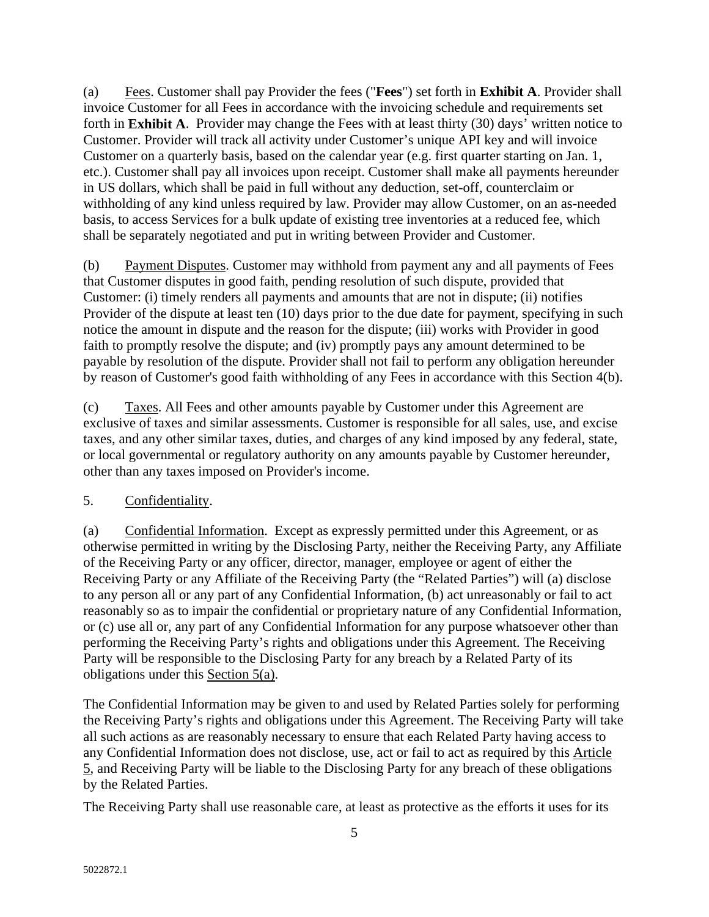(a) Fees. Customer shall pay Provider the fees ("**Fees**") set forth in **Exhibit A**. Provider shall invoice Customer for all Fees in accordance with the invoicing schedule and requirements set forth in **Exhibit A**. Provider may change the Fees with at least thirty (30) days' written notice to Customer. Provider will track all activity under Customer's unique API key and will invoice Customer on a quarterly basis, based on the calendar year (e.g. first quarter starting on Jan. 1, etc.). Customer shall pay all invoices upon receipt. Customer shall make all payments hereunder in US dollars, which shall be paid in full without any deduction, set-off, counterclaim or withholding of any kind unless required by law. Provider may allow Customer, on an as-needed basis, to access Services for a bulk update of existing tree inventories at a reduced fee, which shall be separately negotiated and put in writing between Provider and Customer.

(b) Payment Disputes. Customer may withhold from payment any and all payments of Fees that Customer disputes in good faith, pending resolution of such dispute, provided that Customer: (i) timely renders all payments and amounts that are not in dispute; (ii) notifies Provider of the dispute at least ten (10) days prior to the due date for payment, specifying in such notice the amount in dispute and the reason for the dispute; (iii) works with Provider in good faith to promptly resolve the dispute; and (iv) promptly pays any amount determined to be payable by resolution of the dispute. Provider shall not fail to perform any obligation hereunder by reason of Customer's good faith withholding of any Fees in accordance with this Section 4(b).

(c) Taxes. All Fees and other amounts payable by Customer under this Agreement are exclusive of taxes and similar assessments. Customer is responsible for all sales, use, and excise taxes, and any other similar taxes, duties, and charges of any kind imposed by any federal, state, or local governmental or regulatory authority on any amounts payable by Customer hereunder, other than any taxes imposed on Provider's income.

5. Confidentiality.

(a) Confidential Information. Except as expressly permitted under this Agreement, or as otherwise permitted in writing by the Disclosing Party, neither the Receiving Party, any Affiliate of the Receiving Party or any officer, director, manager, employee or agent of either the Receiving Party or any Affiliate of the Receiving Party (the "Related Parties") will (a) disclose to any person all or any part of any Confidential Information, (b) act unreasonably or fail to act reasonably so as to impair the confidential or proprietary nature of any Confidential Information, or (c) use all or, any part of any Confidential Information for any purpose whatsoever other than performing the Receiving Party's rights and obligations under this Agreement. The Receiving Party will be responsible to the Disclosing Party for any breach by a Related Party of its obligations under this Section 5(a).

The Confidential Information may be given to and used by Related Parties solely for performing the Receiving Party's rights and obligations under this Agreement. The Receiving Party will take all such actions as are reasonably necessary to ensure that each Related Party having access to any Confidential Information does not disclose, use, act or fail to act as required by this Article 5, and Receiving Party will be liable to the Disclosing Party for any breach of these obligations by the Related Parties.

The Receiving Party shall use reasonable care, at least as protective as the efforts it uses for its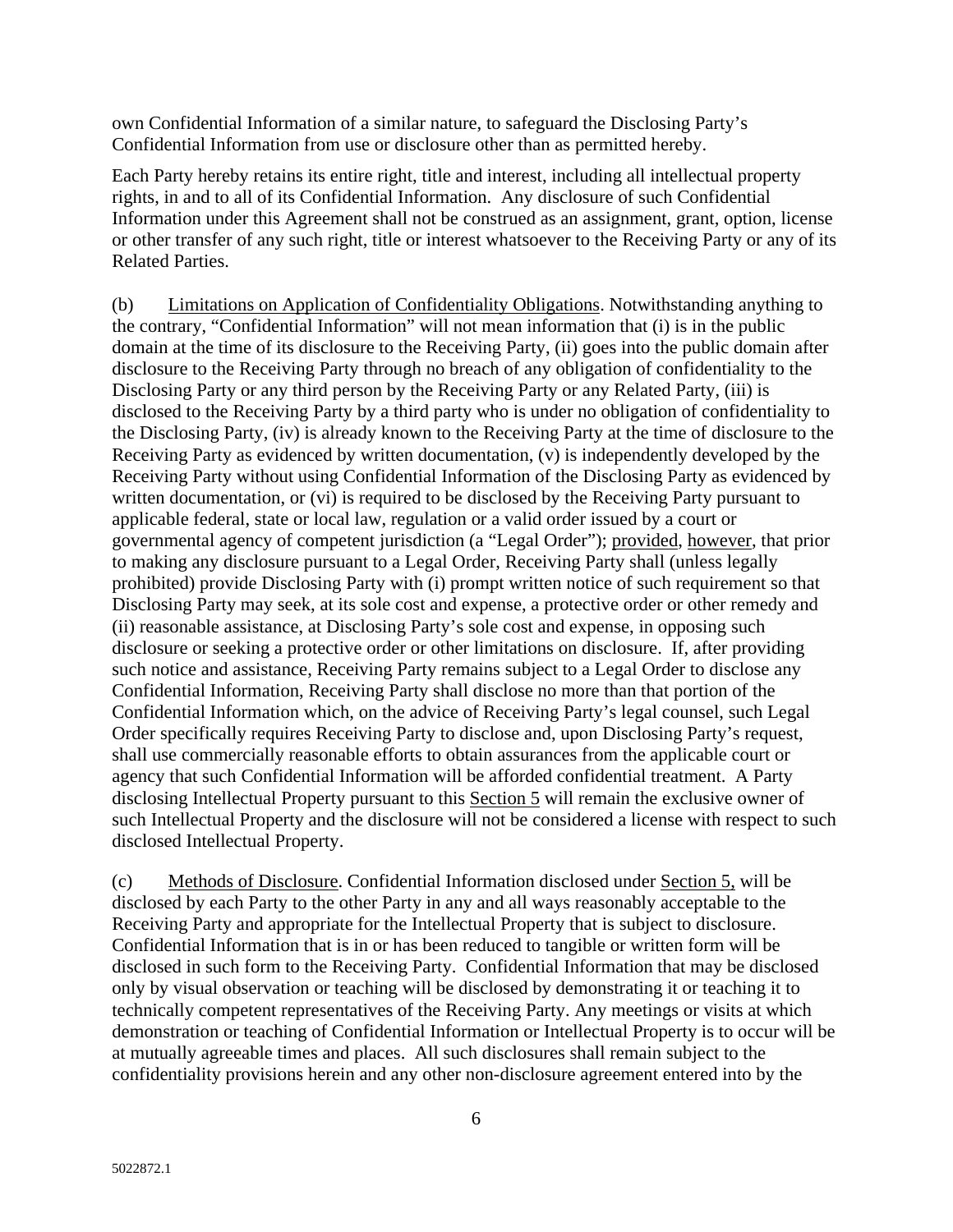own Confidential Information of a similar nature, to safeguard the Disclosing Party's Confidential Information from use or disclosure other than as permitted hereby.

Each Party hereby retains its entire right, title and interest, including all intellectual property rights, in and to all of its Confidential Information. Any disclosure of such Confidential Information under this Agreement shall not be construed as an assignment, grant, option, license or other transfer of any such right, title or interest whatsoever to the Receiving Party or any of its Related Parties.

(b) Limitations on Application of Confidentiality Obligations. Notwithstanding anything to the contrary, "Confidential Information" will not mean information that (i) is in the public domain at the time of its disclosure to the Receiving Party, (ii) goes into the public domain after disclosure to the Receiving Party through no breach of any obligation of confidentiality to the Disclosing Party or any third person by the Receiving Party or any Related Party, (iii) is disclosed to the Receiving Party by a third party who is under no obligation of confidentiality to the Disclosing Party, (iv) is already known to the Receiving Party at the time of disclosure to the Receiving Party as evidenced by written documentation, (v) is independently developed by the Receiving Party without using Confidential Information of the Disclosing Party as evidenced by written documentation, or (vi) is required to be disclosed by the Receiving Party pursuant to applicable federal, state or local law, regulation or a valid order issued by a court or governmental agency of competent jurisdiction (a "Legal Order"); provided, however, that prior to making any disclosure pursuant to a Legal Order, Receiving Party shall (unless legally prohibited) provide Disclosing Party with (i) prompt written notice of such requirement so that Disclosing Party may seek, at its sole cost and expense, a protective order or other remedy and (ii) reasonable assistance, at Disclosing Party's sole cost and expense, in opposing such disclosure or seeking a protective order or other limitations on disclosure. If, after providing such notice and assistance, Receiving Party remains subject to a Legal Order to disclose any Confidential Information, Receiving Party shall disclose no more than that portion of the Confidential Information which, on the advice of Receiving Party's legal counsel, such Legal Order specifically requires Receiving Party to disclose and, upon Disclosing Party's request, shall use commercially reasonable efforts to obtain assurances from the applicable court or agency that such Confidential Information will be afforded confidential treatment. A Party disclosing Intellectual Property pursuant to this Section 5 will remain the exclusive owner of such Intellectual Property and the disclosure will not be considered a license with respect to such disclosed Intellectual Property.

(c) Methods of Disclosure. Confidential Information disclosed under Section 5, will be disclosed by each Party to the other Party in any and all ways reasonably acceptable to the Receiving Party and appropriate for the Intellectual Property that is subject to disclosure. Confidential Information that is in or has been reduced to tangible or written form will be disclosed in such form to the Receiving Party. Confidential Information that may be disclosed only by visual observation or teaching will be disclosed by demonstrating it or teaching it to technically competent representatives of the Receiving Party. Any meetings or visits at which demonstration or teaching of Confidential Information or Intellectual Property is to occur will be at mutually agreeable times and places. All such disclosures shall remain subject to the confidentiality provisions herein and any other non-disclosure agreement entered into by the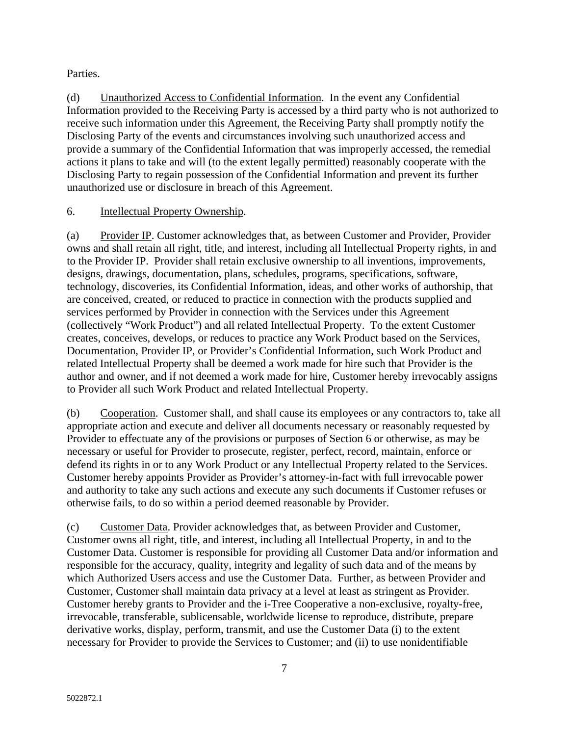Parties.

(d) Unauthorized Access to Confidential Information. In the event any Confidential Information provided to the Receiving Party is accessed by a third party who is not authorized to receive such information under this Agreement, the Receiving Party shall promptly notify the Disclosing Party of the events and circumstances involving such unauthorized access and provide a summary of the Confidential Information that was improperly accessed, the remedial actions it plans to take and will (to the extent legally permitted) reasonably cooperate with the Disclosing Party to regain possession of the Confidential Information and prevent its further unauthorized use or disclosure in breach of this Agreement.

6. Intellectual Property Ownership.

(a) Provider IP. Customer acknowledges that, as between Customer and Provider, Provider owns and shall retain all right, title, and interest, including all Intellectual Property rights, in and to the Provider IP. Provider shall retain exclusive ownership to all inventions, improvements, designs, drawings, documentation, plans, schedules, programs, specifications, software, technology, discoveries, its Confidential Information, ideas, and other works of authorship, that are conceived, created, or reduced to practice in connection with the products supplied and services performed by Provider in connection with the Services under this Agreement (collectively "Work Product") and all related Intellectual Property. To the extent Customer creates, conceives, develops, or reduces to practice any Work Product based on the Services, Documentation, Provider IP, or Provider's Confidential Information, such Work Product and related Intellectual Property shall be deemed a work made for hire such that Provider is the author and owner, and if not deemed a work made for hire, Customer hereby irrevocably assigns to Provider all such Work Product and related Intellectual Property.

(b) Cooperation. Customer shall, and shall cause its employees or any contractors to, take all appropriate action and execute and deliver all documents necessary or reasonably requested by Provider to effectuate any of the provisions or purposes of Section 6 or otherwise, as may be necessary or useful for Provider to prosecute, register, perfect, record, maintain, enforce or defend its rights in or to any Work Product or any Intellectual Property related to the Services. Customer hereby appoints Provider as Provider's attorney-in-fact with full irrevocable power and authority to take any such actions and execute any such documents if Customer refuses or otherwise fails, to do so within a period deemed reasonable by Provider.

(c) Customer Data. Provider acknowledges that, as between Provider and Customer, Customer owns all right, title, and interest, including all Intellectual Property, in and to the Customer Data. Customer is responsible for providing all Customer Data and/or information and responsible for the accuracy, quality, integrity and legality of such data and of the means by which Authorized Users access and use the Customer Data. Further, as between Provider and Customer, Customer shall maintain data privacy at a level at least as stringent as Provider. Customer hereby grants to Provider and the i-Tree Cooperative a non-exclusive, royalty-free, irrevocable, transferable, sublicensable, worldwide license to reproduce, distribute, prepare derivative works, display, perform, transmit, and use the Customer Data (i) to the extent necessary for Provider to provide the Services to Customer; and (ii) to use nonidentifiable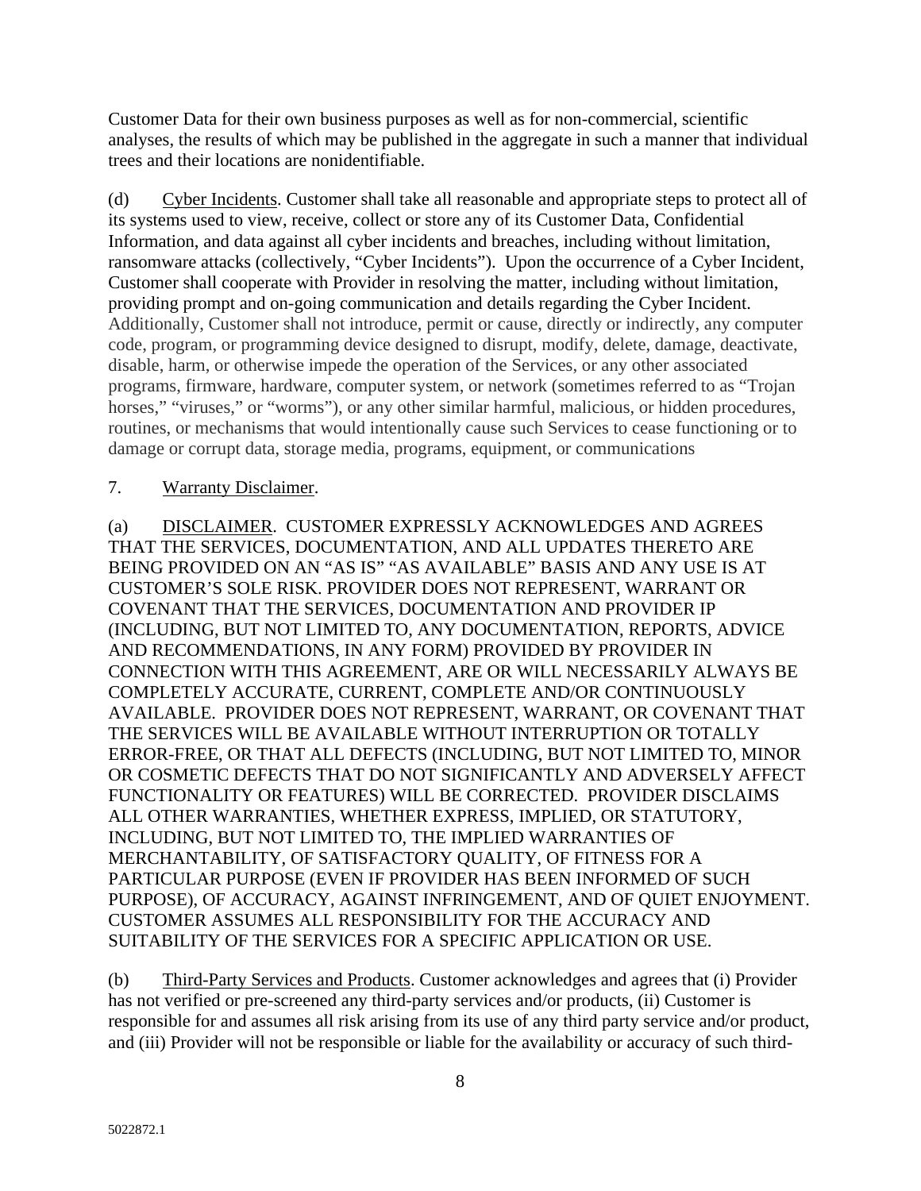Customer Data for their own business purposes as well as for non-commercial, scientific analyses, the results of which may be published in the aggregate in such a manner that individual trees and their locations are nonidentifiable.

(d) Cyber Incidents. Customer shall take all reasonable and appropriate steps to protect all of its systems used to view, receive, collect or store any of its Customer Data, Confidential Information, and data against all cyber incidents and breaches, including without limitation, ransomware attacks (collectively, "Cyber Incidents"). Upon the occurrence of a Cyber Incident, Customer shall cooperate with Provider in resolving the matter, including without limitation, providing prompt and on-going communication and details regarding the Cyber Incident. Additionally, Customer shall not introduce, permit or cause, directly or indirectly, any computer code, program, or programming device designed to disrupt, modify, delete, damage, deactivate, disable, harm, or otherwise impede the operation of the Services, or any other associated programs, firmware, hardware, computer system, or network (sometimes referred to as "Trojan horses," "viruses," or "worms"), or any other similar harmful, malicious, or hidden procedures, routines, or mechanisms that would intentionally cause such Services to cease functioning or to damage or corrupt data, storage media, programs, equipment, or communications

7. Warranty Disclaimer.

(a) DISCLAIMER. CUSTOMER EXPRESSLY ACKNOWLEDGES AND AGREES THAT THE SERVICES, DOCUMENTATION, AND ALL UPDATES THERETO ARE BEING PROVIDED ON AN "AS IS" "AS AVAILABLE" BASIS AND ANY USE IS AT CUSTOMER'S SOLE RISK. PROVIDER DOES NOT REPRESENT, WARRANT OR COVENANT THAT THE SERVICES, DOCUMENTATION AND PROVIDER IP (INCLUDING, BUT NOT LIMITED TO, ANY DOCUMENTATION, REPORTS, ADVICE AND RECOMMENDATIONS, IN ANY FORM) PROVIDED BY PROVIDER IN CONNECTION WITH THIS AGREEMENT, ARE OR WILL NECESSARILY ALWAYS BE COMPLETELY ACCURATE, CURRENT, COMPLETE AND/OR CONTINUOUSLY AVAILABLE. PROVIDER DOES NOT REPRESENT, WARRANT, OR COVENANT THAT THE SERVICES WILL BE AVAILABLE WITHOUT INTERRUPTION OR TOTALLY ERROR-FREE, OR THAT ALL DEFECTS (INCLUDING, BUT NOT LIMITED TO, MINOR OR COSMETIC DEFECTS THAT DO NOT SIGNIFICANTLY AND ADVERSELY AFFECT FUNCTIONALITY OR FEATURES) WILL BE CORRECTED. PROVIDER DISCLAIMS ALL OTHER WARRANTIES, WHETHER EXPRESS, IMPLIED, OR STATUTORY, INCLUDING, BUT NOT LIMITED TO, THE IMPLIED WARRANTIES OF MERCHANTABILITY, OF SATISFACTORY QUALITY, OF FITNESS FOR A PARTICULAR PURPOSE (EVEN IF PROVIDER HAS BEEN INFORMED OF SUCH PURPOSE), OF ACCURACY, AGAINST INFRINGEMENT, AND OF QUIET ENJOYMENT. CUSTOMER ASSUMES ALL RESPONSIBILITY FOR THE ACCURACY AND SUITABILITY OF THE SERVICES FOR A SPECIFIC APPLICATION OR USE.

(b) Third-Party Services and Products. Customer acknowledges and agrees that (i) Provider has not verified or pre-screened any third-party services and/or products, (ii) Customer is responsible for and assumes all risk arising from its use of any third party service and/or product, and (iii) Provider will not be responsible or liable for the availability or accuracy of such third-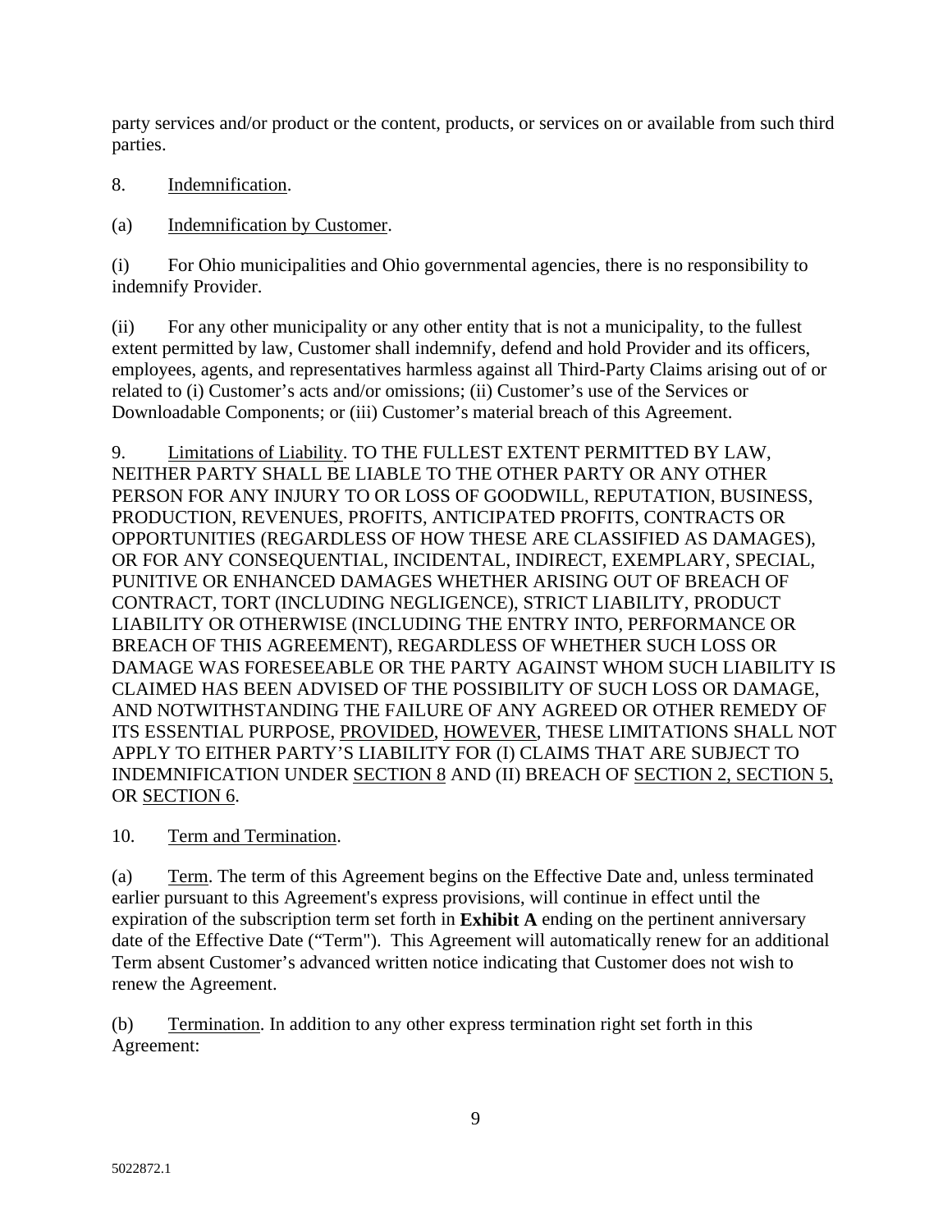party services and/or product or the content, products, or services on or available from such third parties.

8. Indemnification.

(a) Indemnification by Customer.

(i) For Ohio municipalities and Ohio governmental agencies, there is no responsibility to indemnify Provider.

(ii) For any other municipality or any other entity that is not a municipality, to the fullest extent permitted by law, Customer shall indemnify, defend and hold Provider and its officers, employees, agents, and representatives harmless against all Third-Party Claims arising out of or related to (i) Customer's acts and/or omissions; (ii) Customer's use of the Services or Downloadable Components; or (iii) Customer's material breach of this Agreement.

9. Limitations of Liability. TO THE FULLEST EXTENT PERMITTED BY LAW, NEITHER PARTY SHALL BE LIABLE TO THE OTHER PARTY OR ANY OTHER PERSON FOR ANY INJURY TO OR LOSS OF GOODWILL, REPUTATION, BUSINESS, PRODUCTION, REVENUES, PROFITS, ANTICIPATED PROFITS, CONTRACTS OR OPPORTUNITIES (REGARDLESS OF HOW THESE ARE CLASSIFIED AS DAMAGES), OR FOR ANY CONSEQUENTIAL, INCIDENTAL, INDIRECT, EXEMPLARY, SPECIAL, PUNITIVE OR ENHANCED DAMAGES WHETHER ARISING OUT OF BREACH OF CONTRACT, TORT (INCLUDING NEGLIGENCE), STRICT LIABILITY, PRODUCT LIABILITY OR OTHERWISE (INCLUDING THE ENTRY INTO, PERFORMANCE OR BREACH OF THIS AGREEMENT), REGARDLESS OF WHETHER SUCH LOSS OR DAMAGE WAS FORESEEABLE OR THE PARTY AGAINST WHOM SUCH LIABILITY IS CLAIMED HAS BEEN ADVISED OF THE POSSIBILITY OF SUCH LOSS OR DAMAGE, AND NOTWITHSTANDING THE FAILURE OF ANY AGREED OR OTHER REMEDY OF ITS ESSENTIAL PURPOSE, PROVIDED, HOWEVER, THESE LIMITATIONS SHALL NOT APPLY TO EITHER PARTY'S LIABILITY FOR (I) CLAIMS THAT ARE SUBJECT TO INDEMNIFICATION UNDER SECTION 8 AND (II) BREACH OF SECTION 2, SECTION 5, OR SECTION 6.

10. Term and Termination.

(a) Term. The term of this Agreement begins on the Effective Date and, unless terminated earlier pursuant to this Agreement's express provisions, will continue in effect until the expiration of the subscription term set forth in **Exhibit A** ending on the pertinent anniversary date of the Effective Date ("Term"). This Agreement will automatically renew for an additional Term absent Customer's advanced written notice indicating that Customer does not wish to renew the Agreement.

(b) Termination. In addition to any other express termination right set forth in this Agreement: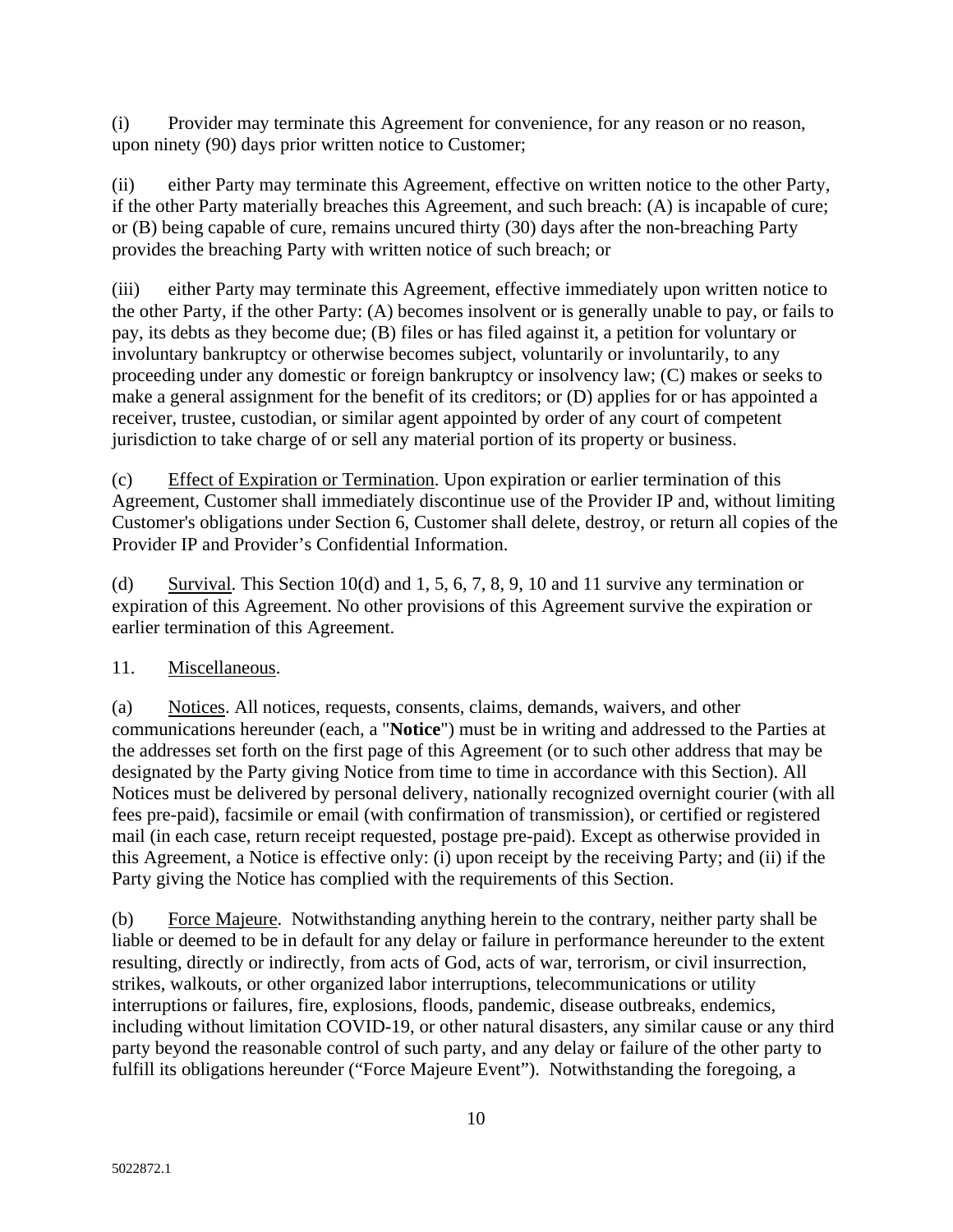(i) Provider may terminate this Agreement for convenience, for any reason or no reason, upon ninety (90) days prior written notice to Customer;

(ii) either Party may terminate this Agreement, effective on written notice to the other Party, if the other Party materially breaches this Agreement, and such breach: (A) is incapable of cure; or (B) being capable of cure, remains uncured thirty (30) days after the non-breaching Party provides the breaching Party with written notice of such breach; or

(iii) either Party may terminate this Agreement, effective immediately upon written notice to the other Party, if the other Party: (A) becomes insolvent or is generally unable to pay, or fails to pay, its debts as they become due; (B) files or has filed against it, a petition for voluntary or involuntary bankruptcy or otherwise becomes subject, voluntarily or involuntarily, to any proceeding under any domestic or foreign bankruptcy or insolvency law; (C) makes or seeks to make a general assignment for the benefit of its creditors; or (D) applies for or has appointed a receiver, trustee, custodian, or similar agent appointed by order of any court of competent jurisdiction to take charge of or sell any material portion of its property or business.

(c) Effect of Expiration or Termination. Upon expiration or earlier termination of this Agreement, Customer shall immediately discontinue use of the Provider IP and, without limiting Customer's obligations under Section 6, Customer shall delete, destroy, or return all copies of the Provider IP and Provider's Confidential Information.

(d) Survival. This Section 10(d) and 1, 5, 6, 7, 8, 9, 10 and 11 survive any termination or expiration of this Agreement. No other provisions of this Agreement survive the expiration or earlier termination of this Agreement.

11. Miscellaneous.

(a) Notices. All notices, requests, consents, claims, demands, waivers, and other communications hereunder (each, a "**Notice**") must be in writing and addressed to the Parties at the addresses set forth on the first page of this Agreement (or to such other address that may be designated by the Party giving Notice from time to time in accordance with this Section). All Notices must be delivered by personal delivery, nationally recognized overnight courier (with all fees pre-paid), facsimile or email (with confirmation of transmission), or certified or registered mail (in each case, return receipt requested, postage pre-paid). Except as otherwise provided in this Agreement, a Notice is effective only: (i) upon receipt by the receiving Party; and (ii) if the Party giving the Notice has complied with the requirements of this Section.

(b) Force Majeure. Notwithstanding anything herein to the contrary, neither party shall be liable or deemed to be in default for any delay or failure in performance hereunder to the extent resulting, directly or indirectly, from acts of God, acts of war, terrorism, or civil insurrection, strikes, walkouts, or other organized labor interruptions, telecommunications or utility interruptions or failures, fire, explosions, floods, pandemic, disease outbreaks, endemics, including without limitation COVID-19, or other natural disasters, any similar cause or any third party beyond the reasonable control of such party, and any delay or failure of the other party to fulfill its obligations hereunder ("Force Majeure Event"). Notwithstanding the foregoing, a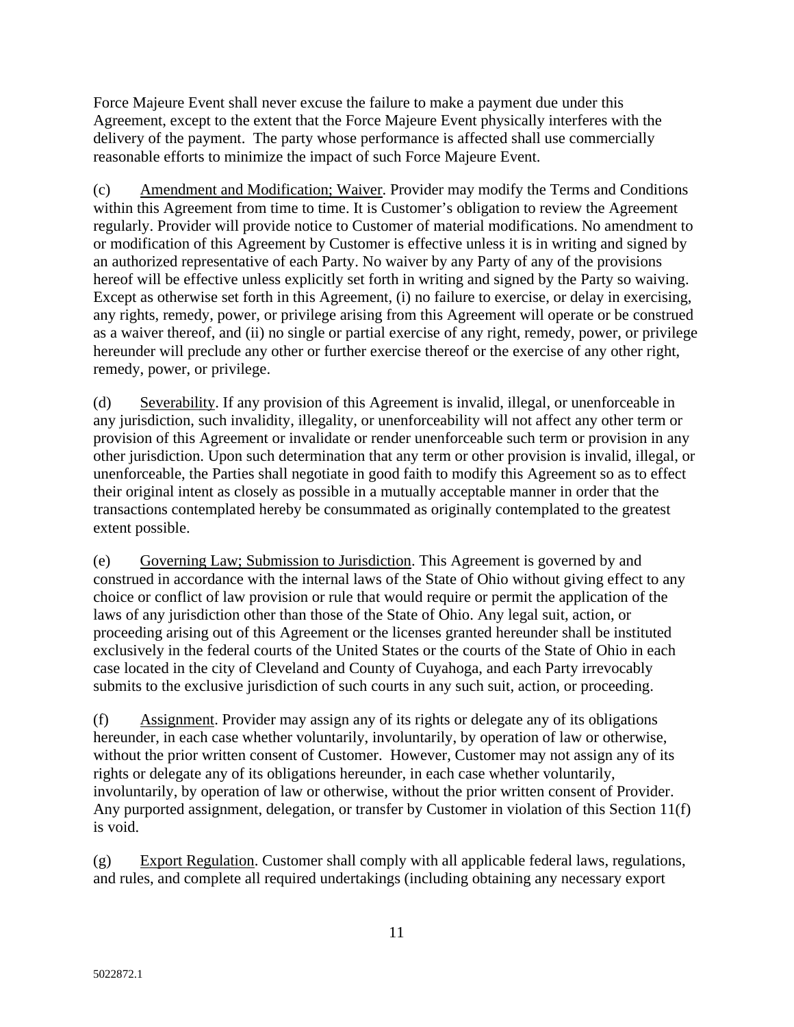Force Majeure Event shall never excuse the failure to make a payment due under this Agreement, except to the extent that the Force Majeure Event physically interferes with the delivery of the payment. The party whose performance is affected shall use commercially reasonable efforts to minimize the impact of such Force Majeure Event.

(c) Amendment and Modification; Waiver. Provider may modify the Terms and Conditions within this Agreement from time to time. It is Customer's obligation to review the Agreement regularly. Provider will provide notice to Customer of material modifications. No amendment to or modification of this Agreement by Customer is effective unless it is in writing and signed by an authorized representative of each Party. No waiver by any Party of any of the provisions hereof will be effective unless explicitly set forth in writing and signed by the Party so waiving. Except as otherwise set forth in this Agreement, (i) no failure to exercise, or delay in exercising, any rights, remedy, power, or privilege arising from this Agreement will operate or be construed as a waiver thereof, and (ii) no single or partial exercise of any right, remedy, power, or privilege hereunder will preclude any other or further exercise thereof or the exercise of any other right, remedy, power, or privilege.

(d) Severability. If any provision of this Agreement is invalid, illegal, or unenforceable in any jurisdiction, such invalidity, illegality, or unenforceability will not affect any other term or provision of this Agreement or invalidate or render unenforceable such term or provision in any other jurisdiction. Upon such determination that any term or other provision is invalid, illegal, or unenforceable, the Parties shall negotiate in good faith to modify this Agreement so as to effect their original intent as closely as possible in a mutually acceptable manner in order that the transactions contemplated hereby be consummated as originally contemplated to the greatest extent possible.

(e) Governing Law; Submission to Jurisdiction. This Agreement is governed by and construed in accordance with the internal laws of the State of Ohio without giving effect to any choice or conflict of law provision or rule that would require or permit the application of the laws of any jurisdiction other than those of the State of Ohio. Any legal suit, action, or proceeding arising out of this Agreement or the licenses granted hereunder shall be instituted exclusively in the federal courts of the United States or the courts of the State of Ohio in each case located in the city of Cleveland and County of Cuyahoga, and each Party irrevocably submits to the exclusive jurisdiction of such courts in any such suit, action, or proceeding.

(f) Assignment. Provider may assign any of its rights or delegate any of its obligations hereunder, in each case whether voluntarily, involuntarily, by operation of law or otherwise, without the prior written consent of Customer. However, Customer may not assign any of its rights or delegate any of its obligations hereunder, in each case whether voluntarily, involuntarily, by operation of law or otherwise, without the prior written consent of Provider. Any purported assignment, delegation, or transfer by Customer in violation of this Section 11(f) is void.

(g) Export Regulation. Customer shall comply with all applicable federal laws, regulations, and rules, and complete all required undertakings (including obtaining any necessary export

5022872.1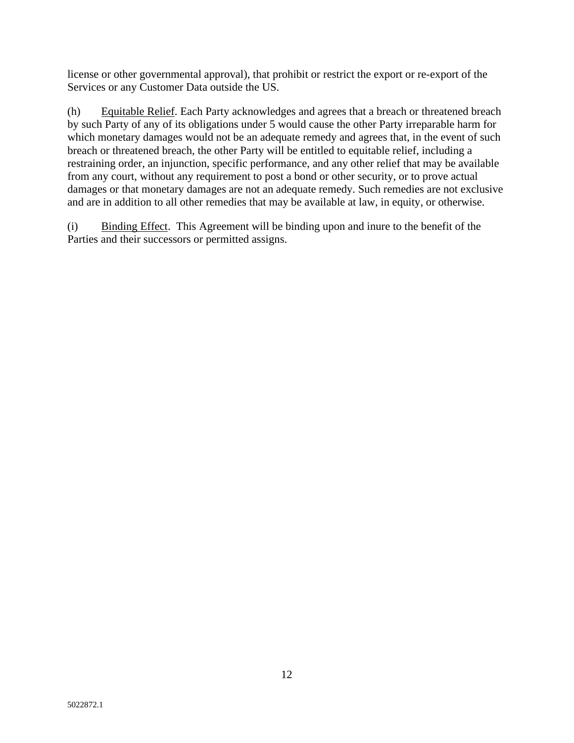license or other governmental approval), that prohibit or restrict the export or re-export of the Services or any Customer Data outside the US.

(h) Equitable Relief. Each Party acknowledges and agrees that a breach or threatened breach by such Party of any of its obligations under 5 would cause the other Party irreparable harm for which monetary damages would not be an adequate remedy and agrees that, in the event of such breach or threatened breach, the other Party will be entitled to equitable relief, including a restraining order, an injunction, specific performance, and any other relief that may be available from any court, without any requirement to post a bond or other security, or to prove actual damages or that monetary damages are not an adequate remedy. Such remedies are not exclusive and are in addition to all other remedies that may be available at law, in equity, or otherwise.

(i) Binding Effect. This Agreement will be binding upon and inure to the benefit of the Parties and their successors or permitted assigns.

5022872.1